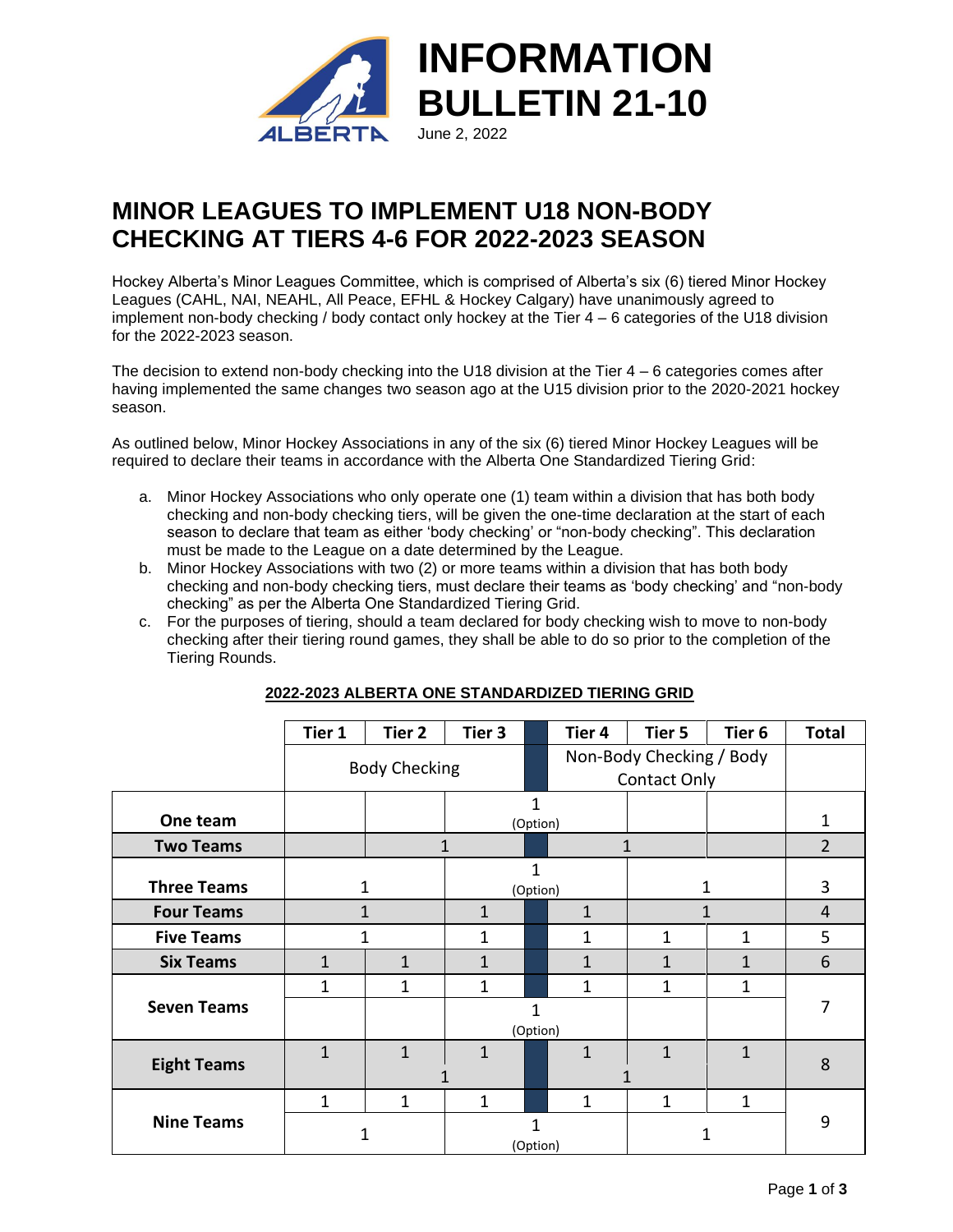# INFORMATION BULLETIN 21-10

June 2, 2022

## MINOR LEAGUES TO IMPLEMENT U18 NON-BODY CHECKING AT TIERS 4-6 FOR 2022-2023 SEASON

Hockey Alberta's Minor Leagues Committee, which is comprised of Alberta's six (6) tiered Minor Hockey Leagues (CAHL, NAI, NEAHL, All Peace, EFHL & Hockey Calgary) have unanimously agreed to implement non-body checking / body contact only hockey at the Tier 4 – 6 categories of the U18 division for the 2022-2023 season.

The decision to extend non-body checking into the U18 division at the Tier 4 – 6 categories comes after having implemented the same changes two season ago at the U15 division prior to the 2020-2021 hockey season.

As outlined below, Minor Hockey Associations in any of the six (6) tiered Minor Hockey Leagues will be required to declare their teams in accordance with the Alberta One Standardized Tiering Grid:

a. Minor Hockey Associations who only operate one (1) team within a division that has both body checking and non-body checking tiers, will be given the one-time declaration at the start of each season to declare that team as either 'body checking' or "non-body checking". This declaration must be made to the League on a date determined by the League.
b. Minor Hockey Associations with two (2) or more teams within a division that has both body checking and non-body checking tiers, must declare their teams as 'body checking' and "non-body checking" as per the Alberta One Standardized Tiering Grid.
c. For the purposes of tiering, should a team declared for body checking wish to move to non-body checking after their tiering round games, they shall be able to do so prior to the completion of the Tiering Rounds.

**2022-2023 ALBERTA ONE STANDARDIZED TIERING GRID**

| | Tier 1 | Tier 2 | Tier 3 | Tier 4 | Tier 5 | Tier 6 | Total |
|---|---|---|---|---|---|---|---|
| | Body Checking | | | Non-Body Checking / Body Contact Only | | | |
| **One team** | | | 1 (Option) – spanning Tier 3 and Tier 4 | | | | 1 |
| **Two Teams** | | 1 – spanning Tier 2 and Tier 3 | | 1 – spanning Tier 4 and Tier 5 | | | 2 |
| **Three Teams** | 1 – spanning Tier 1 and Tier 2 | | 1 (Option) – spanning Tier 3 and Tier 4 | | 1 – spanning Tier 5 and Tier 6 | | 3 |
| **Four Teams** | 1 – spanning Tier 1 and Tier 2 | | 1 | 1 | 1 – spanning Tier 5 and Tier 6 | | 4 |
| **Five Teams** | 1 – spanning Tier 1 and Tier 2 | | 1 | 1 | 1 | 1 | 5 |
| **Six Teams** | 1 | 1 | 1 | 1 | 1 | 1 | 6 |
| **Seven Teams** | 1 | 1 | 1 | 1 | 1 | 1 | 7 |
| | | | 1 (Option) – spanning Tier 3 and Tier 4 | | | | |
| **Eight Teams** | 1 | 1 | 1 | 1 | 1 | 1 | 8 |
| | | 1 – spanning Tier 2 and Tier 3 | | 1 – spanning Tier 4 and Tier 5 | | | |
| **Nine Teams** | 1 | 1 | 1 | 1 | 1 | 1 | 9 |
| | 1 – spanning Tier 1 and Tier 2 | | 1 (Option) – spanning Tier 3 and Tier 4 | | 1 – spanning Tier 5 and Tier 6 | | |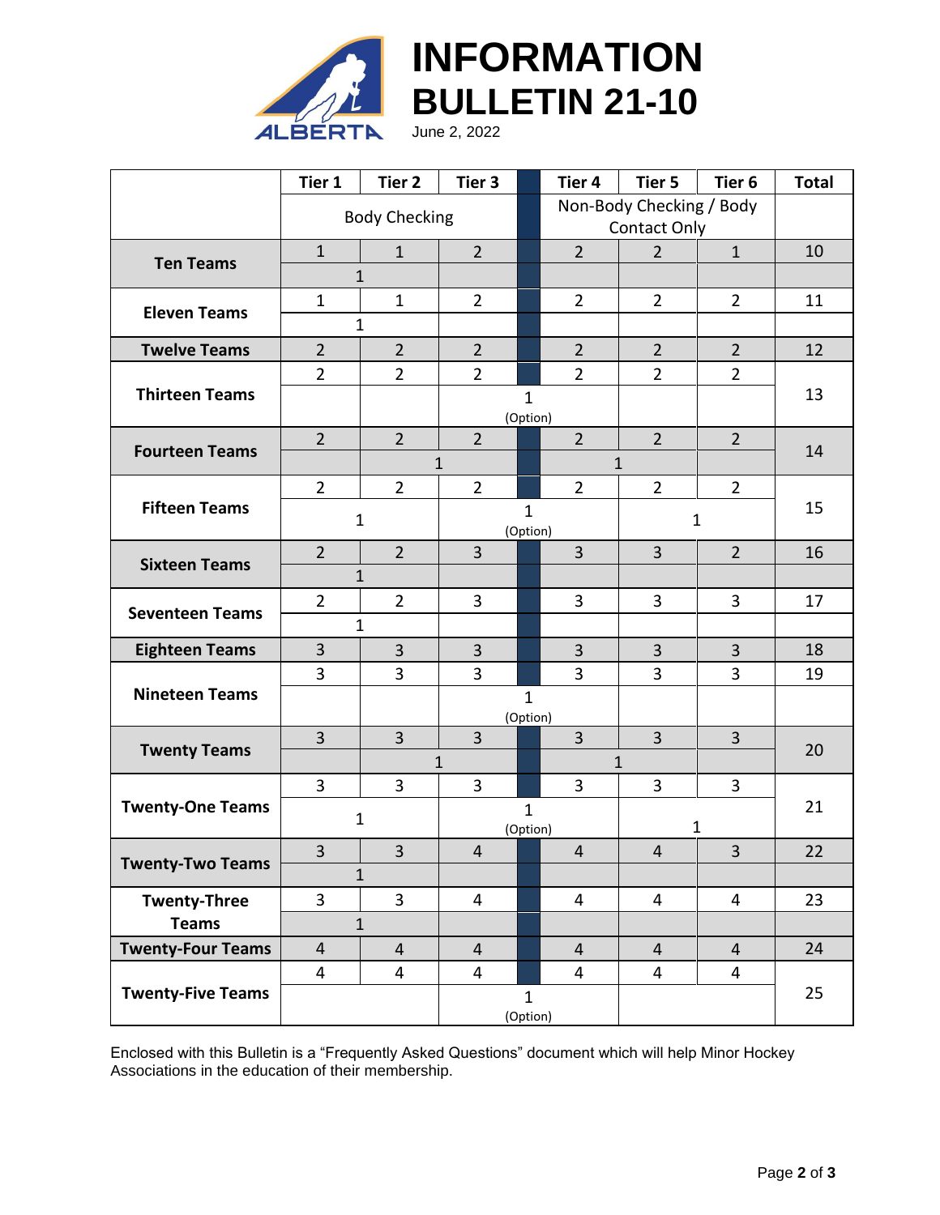# INFORMATION BULLETIN 21-10

June 2, 2022

| | Tier 1 | Tier 2 | Tier 3 | | Tier 4 | Tier 5 | Tier 6 | Total |
|---|---|---|---|---|---|---|---|---|
| | Body Checking | | | | Non-Body Checking / Body Contact Only | | | |
| **Ten Teams** | 1 | 1 | 2 | | 2 | 2 | 1 | 10 |
| | 1 | | | | | | | |
| **Eleven Teams** | 1 | 1 | 2 | | 2 | 2 | 2 | 11 |
| | 1 | | | | | | | |
| **Twelve Teams** | 2 | 2 | 2 | | 2 | 2 | 2 | 12 |
| **Thirteen Teams** | 2 | 2 | 2 | | 2 | 2 | 2 | 13 |
| | | | 1 (Option) | | | | | |
| **Fourteen Teams** | 2 | 2 | 2 | | 2 | 2 | 2 | 14 |
| | | 1 | | | 1 | | | |
| **Fifteen Teams** | 2 | 2 | 2 | | 2 | 2 | 2 | 15 |
| | 1 | | 1 (Option) | | | 1 | | |
| **Sixteen Teams** | 2 | 2 | 3 | | 3 | 3 | 2 | 16 |
| | 1 | | | | | | | |
| **Seventeen Teams** | 2 | 2 | 3 | | 3 | 3 | 3 | 17 |
| | 1 | | | | | | | |
| **Eighteen Teams** | 3 | 3 | 3 | | 3 | 3 | 3 | 18 |
| **Nineteen Teams** | 3 | 3 | 3 | | 3 | 3 | 3 | 19 |
| | | | 1 (Option) | | | | | |
| **Twenty Teams** | 3 | 3 | 3 | | 3 | 3 | 3 | 20 |
| | | 1 | | | 1 | | | |
| **Twenty-One Teams** | 3 | 3 | 3 | | 3 | 3 | 3 | 21 |
| | 1 | | 1 (Option) | | | 1 | | |
| **Twenty-Two Teams** | 3 | 3 | 4 | | 4 | 4 | 3 | 22 |
| | 1 | | | | | | | |
| **Twenty-Three Teams** | 3 | 3 | 4 | | 4 | 4 | 4 | 23 |
| | 1 | | | | | | | |
| **Twenty-Four Teams** | 4 | 4 | 4 | | 4 | 4 | 4 | 24 |
| **Twenty-Five Teams** | 4 | 4 | 4 | | 4 | 4 | 4 | 25 |
| | | | 1 (Option) | | | | | |

Enclosed with this Bulletin is a "Frequently Asked Questions" document which will help Minor Hockey Associations in the education of their membership.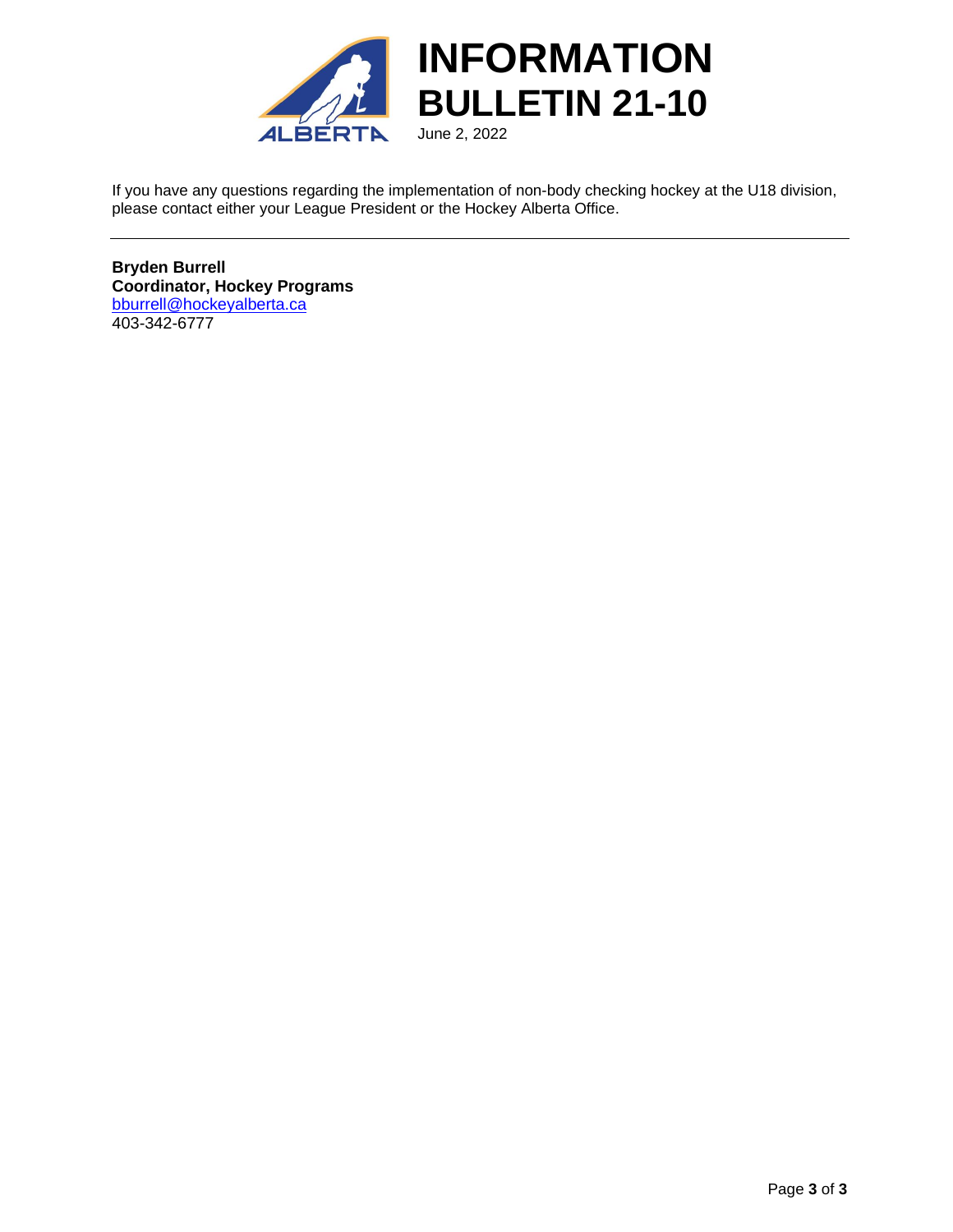If you have any questions regarding the implementation of non-body checking hockey at the U18 division, please contact either your League President or the Hockey Alberta Office.

---

**Bryden Burrell**
**Coordinator, Hockey Programs**
[bburrell@hockeyalberta.ca](mailto:bburrell@hockeyalberta.ca)
403-342-6777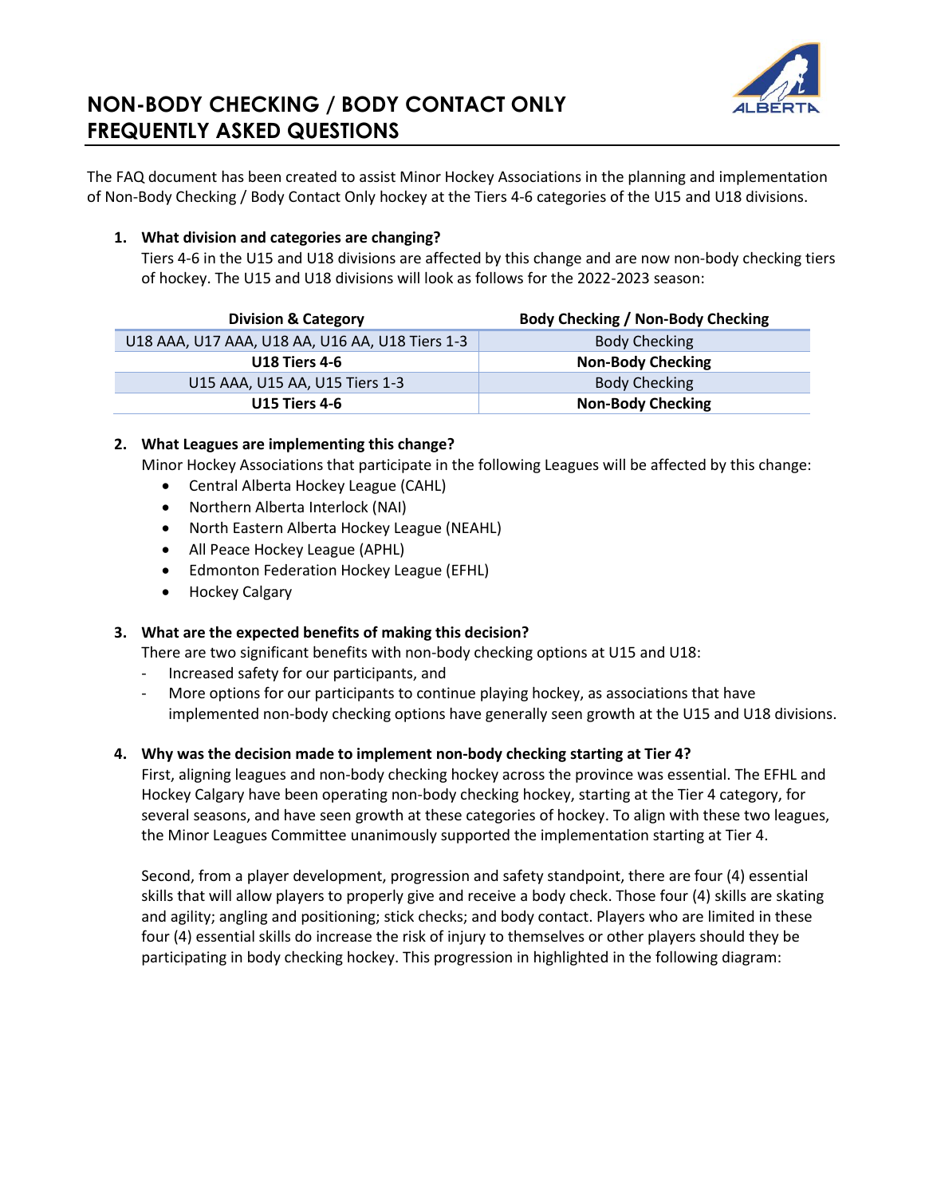# NON-BODY CHECKING / BODY CONTACT ONLY FREQUENTLY ASKED QUESTIONS

The FAQ document has been created to assist Minor Hockey Associations in the planning and implementation of Non-Body Checking / Body Contact Only hockey at the Tiers 4-6 categories of the U15 and U18 divisions.

1. **What division and categories are changing?**
   Tiers 4-6 in the U15 and U18 divisions are affected by this change and are now non-body checking tiers of hockey. The U15 and U18 divisions will look as follows for the 2022-2023 season:

| Division & Category | Body Checking / Non-Body Checking |
|---|---|
| U18 AAA, U17 AAA, U18 AA, U16 AA, U18 Tiers 1-3 | Body Checking |
| **U18 Tiers 4-6** | **Non-Body Checking** |
| U15 AAA, U15 AA, U15 Tiers 1-3 | Body Checking |
| **U15 Tiers 4-6** | **Non-Body Checking** |

2. **What Leagues are implementing this change?**
   Minor Hockey Associations that participate in the following Leagues will be affected by this change:
   - Central Alberta Hockey League (CAHL)
   - Northern Alberta Interlock (NAI)
   - North Eastern Alberta Hockey League (NEAHL)
   - All Peace Hockey League (APHL)
   - Edmonton Federation Hockey League (EFHL)
   - Hockey Calgary

3. **What are the expected benefits of making this decision?**
   There are two significant benefits with non-body checking options at U15 and U18:
   - Increased safety for our participants, and
   - More options for our participants to continue playing hockey, as associations that have implemented non-body checking options have generally seen growth at the U15 and U18 divisions.

4. **Why was the decision made to implement non-body checking starting at Tier 4?**
   First, aligning leagues and non-body checking hockey across the province was essential. The EFHL and Hockey Calgary have been operating non-body checking hockey, starting at the Tier 4 category, for several seasons, and have seen growth at these categories of hockey. To align with these two leagues, the Minor Leagues Committee unanimously supported the implementation starting at Tier 4.

   Second, from a player development, progression and safety standpoint, there are four (4) essential skills that will allow players to properly give and receive a body check. Those four (4) skills are skating and agility; angling and positioning; stick checks; and body contact. Players who are limited in these four (4) essential skills do increase the risk of injury to themselves or other players should they be participating in body checking hockey. This progression in highlighted in the following diagram: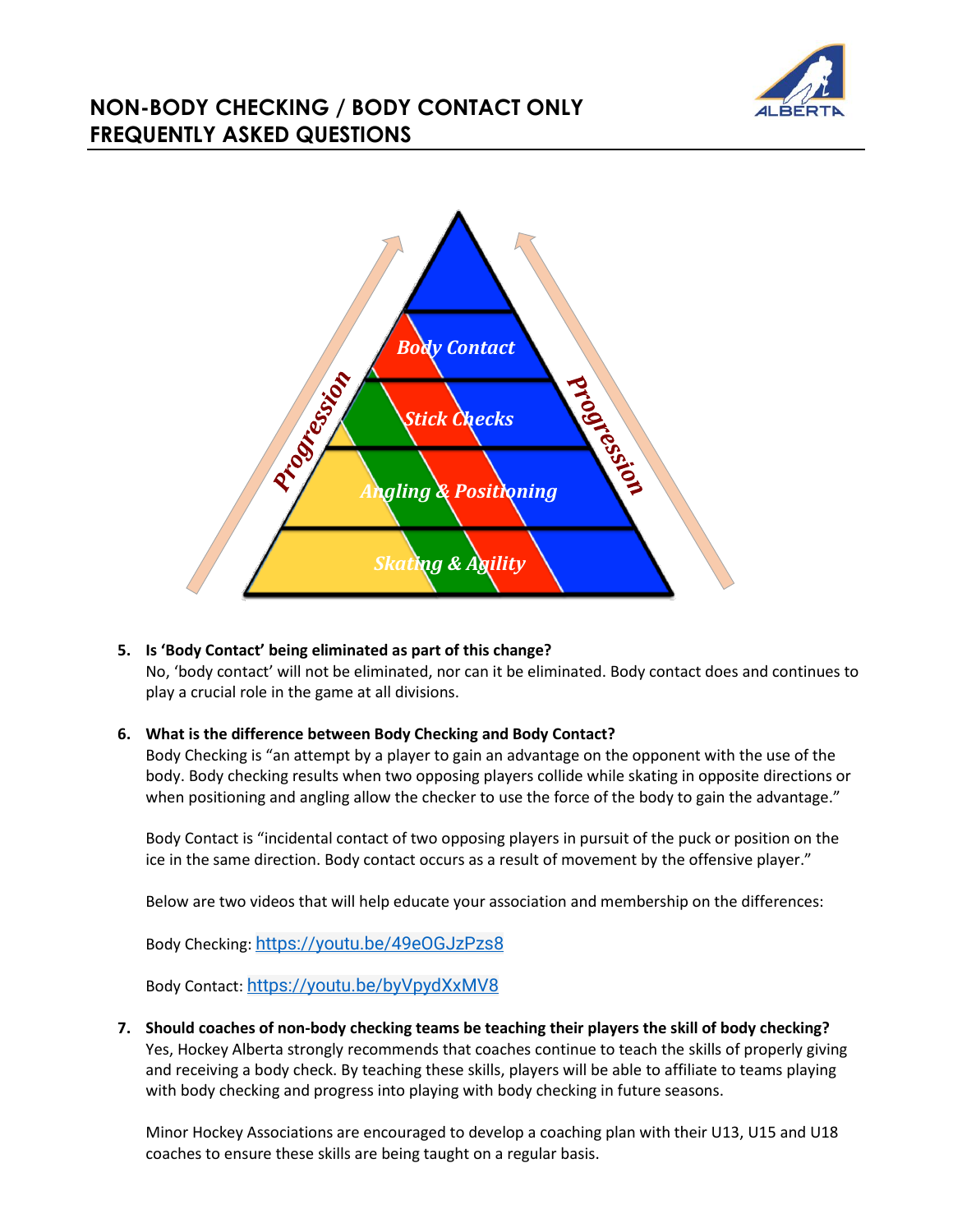# NON-BODY CHECKING / BODY CONTACT ONLY FREQUENTLY ASKED QUESTIONS

5. **Is 'Body Contact' being eliminated as part of this change?**
   No, 'body contact' will not be eliminated, nor can it be eliminated. Body contact does and continues to play a crucial role in the game at all divisions.

6. **What is the difference between Body Checking and Body Contact?**
   Body Checking is "an attempt by a player to gain an advantage on the opponent with the use of the body. Body checking results when two opposing players collide while skating in opposite directions or when positioning and angling allow the checker to use the force of the body to gain the advantage."

   Body Contact is "incidental contact of two opposing players in pursuit of the puck or position on the ice in the same direction. Body contact occurs as a result of movement by the offensive player."

   Below are two videos that will help educate your association and membership on the differences:

   Body Checking: https://youtu.be/49eOGJzPzs8

   Body Contact: https://youtu.be/byVpydXxMV8

7. **Should coaches of non-body checking teams be teaching their players the skill of body checking?**
   Yes, Hockey Alberta strongly recommends that coaches continue to teach the skills of properly giving and receiving a body check. By teaching these skills, players will be able to affiliate to teams playing with body checking and progress into playing with body checking in future seasons.

   Minor Hockey Associations are encouraged to develop a coaching plan with their U13, U15 and U18 coaches to ensure these skills are being taught on a regular basis.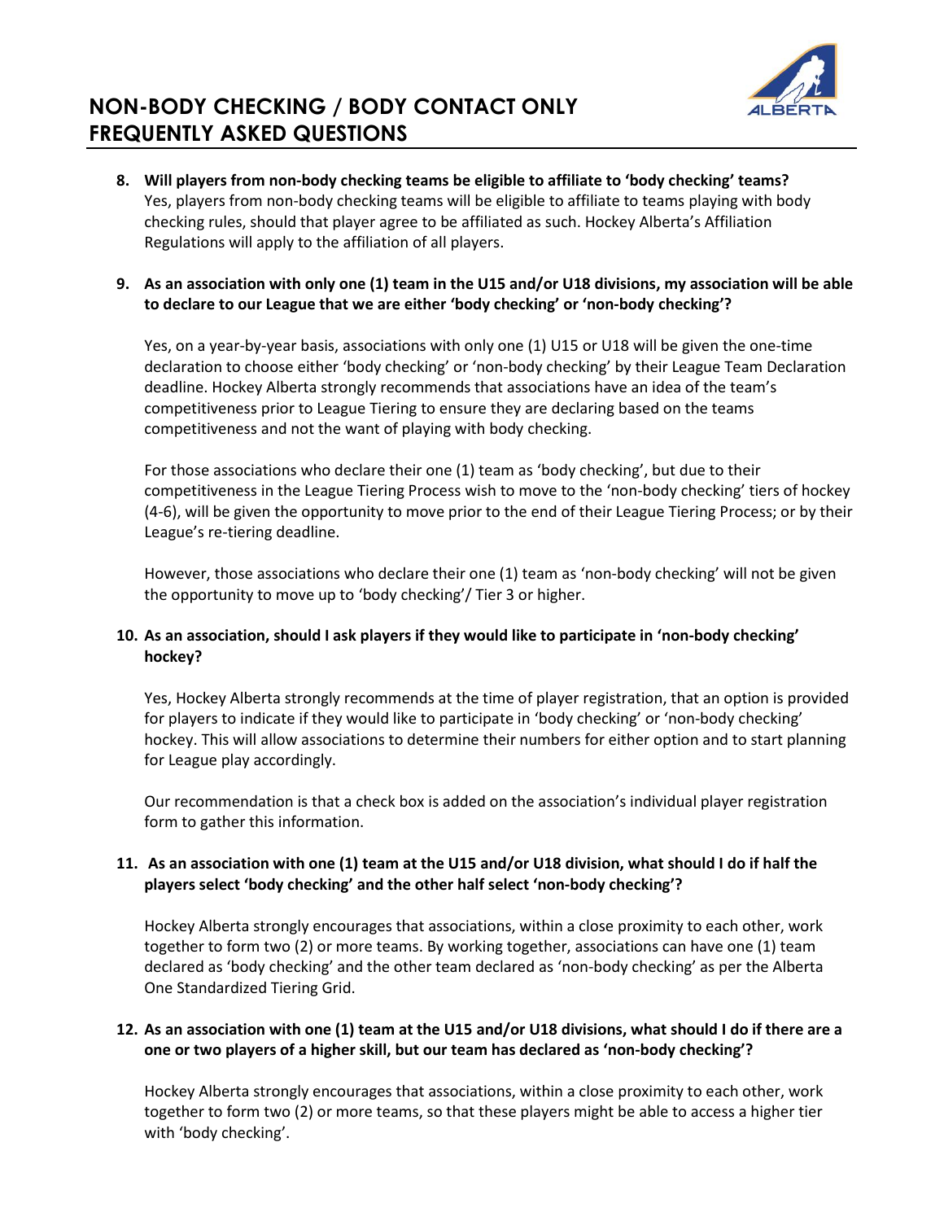# NON-BODY CHECKING / BODY CONTACT ONLY FREQUENTLY ASKED QUESTIONS

8. **Will players from non-body checking teams be eligible to affiliate to 'body checking' teams?**
   Yes, players from non-body checking teams will be eligible to affiliate to teams playing with body checking rules, should that player agree to be affiliated as such. Hockey Alberta's Affiliation Regulations will apply to the affiliation of all players.

9. **As an association with only one (1) team in the U15 and/or U18 divisions, my association will be able to declare to our League that we are either 'body checking' or 'non-body checking'?**

   Yes, on a year-by-year basis, associations with only one (1) U15 or U18 will be given the one-time declaration to choose either 'body checking' or 'non-body checking' by their League Team Declaration deadline. Hockey Alberta strongly recommends that associations have an idea of the team's competitiveness prior to League Tiering to ensure they are declaring based on the teams competitiveness and not the want of playing with body checking.

   For those associations who declare their one (1) team as 'body checking', but due to their competitiveness in the League Tiering Process wish to move to the 'non-body checking' tiers of hockey (4-6), will be given the opportunity to move prior to the end of their League Tiering Process; or by their League's re-tiering deadline.

   However, those associations who declare their one (1) team as 'non-body checking' will not be given the opportunity to move up to 'body checking'/ Tier 3 or higher.

10. **As an association, should I ask players if they would like to participate in 'non-body checking' hockey?**

    Yes, Hockey Alberta strongly recommends at the time of player registration, that an option is provided for players to indicate if they would like to participate in 'body checking' or 'non-body checking' hockey. This will allow associations to determine their numbers for either option and to start planning for League play accordingly.

    Our recommendation is that a check box is added on the association's individual player registration form to gather this information.

11. **As an association with one (1) team at the U15 and/or U18 division, what should I do if half the players select 'body checking' and the other half select 'non-body checking'?**

    Hockey Alberta strongly encourages that associations, within a close proximity to each other, work together to form two (2) or more teams. By working together, associations can have one (1) team declared as 'body checking' and the other team declared as 'non-body checking' as per the Alberta One Standardized Tiering Grid.

12. **As an association with one (1) team at the U15 and/or U18 divisions, what should I do if there are a one or two players of a higher skill, but our team has declared as 'non-body checking'?**

    Hockey Alberta strongly encourages that associations, within a close proximity to each other, work together to form two (2) or more teams, so that these players might be able to access a higher tier with 'body checking'.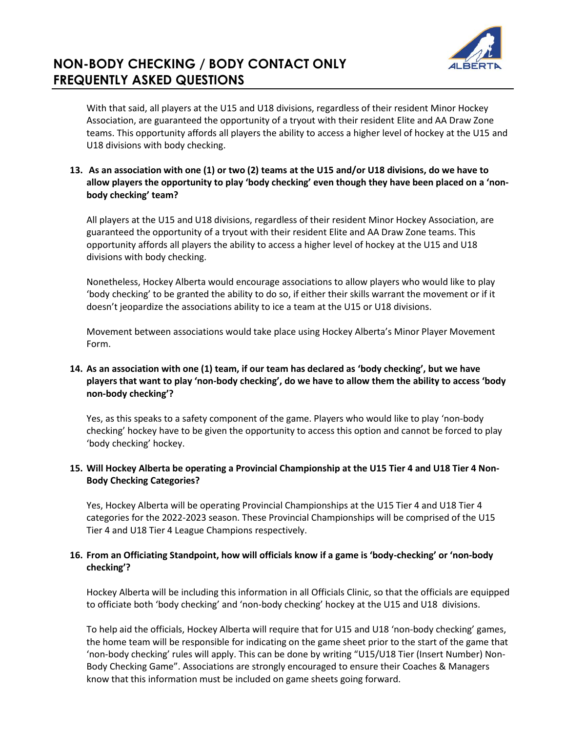With that said, all players at the U15 and U18 divisions, regardless of their resident Minor Hockey Association, are guaranteed the opportunity of a tryout with their resident Elite and AA Draw Zone teams. This opportunity affords all players the ability to access a higher level of hockey at the U15 and U18 divisions with body checking.

**13. As an association with one (1) or two (2) teams at the U15 and/or U18 divisions, do we have to allow players the opportunity to play 'body checking' even though they have been placed on a 'non-body checking' team?**

All players at the U15 and U18 divisions, regardless of their resident Minor Hockey Association, are guaranteed the opportunity of a tryout with their resident Elite and AA Draw Zone teams. This opportunity affords all players the ability to access a higher level of hockey at the U15 and U18 divisions with body checking.

Nonetheless, Hockey Alberta would encourage associations to allow players who would like to play 'body checking' to be granted the ability to do so, if either their skills warrant the movement or if it doesn't jeopardize the associations ability to ice a team at the U15 or U18 divisions.

Movement between associations would take place using Hockey Alberta's Minor Player Movement Form.

**14. As an association with one (1) team, if our team has declared as 'body checking', but we have players that want to play 'non-body checking', do we have to allow them the ability to access 'body non-body checking'?**

Yes, as this speaks to a safety component of the game. Players who would like to play 'non-body checking' hockey have to be given the opportunity to access this option and cannot be forced to play 'body checking' hockey.

**15. Will Hockey Alberta be operating a Provincial Championship at the U15 Tier 4 and U18 Tier 4 Non-Body Checking Categories?**

Yes, Hockey Alberta will be operating Provincial Championships at the U15 Tier 4 and U18 Tier 4 categories for the 2022-2023 season. These Provincial Championships will be comprised of the U15 Tier 4 and U18 Tier 4 League Champions respectively.

**16. From an Officiating Standpoint, how will officials know if a game is 'body-checking' or 'non-body checking'?**

Hockey Alberta will be including this information in all Officials Clinic, so that the officials are equipped to officiate both 'body checking' and 'non-body checking' hockey at the U15 and U18 divisions.

To help aid the officials, Hockey Alberta will require that for U15 and U18 'non-body checking' games, the home team will be responsible for indicating on the game sheet prior to the start of the game that 'non-body checking' rules will apply. This can be done by writing "U15/U18 Tier (Insert Number) Non-Body Checking Game". Associations are strongly encouraged to ensure their Coaches & Managers know that this information must be included on game sheets going forward.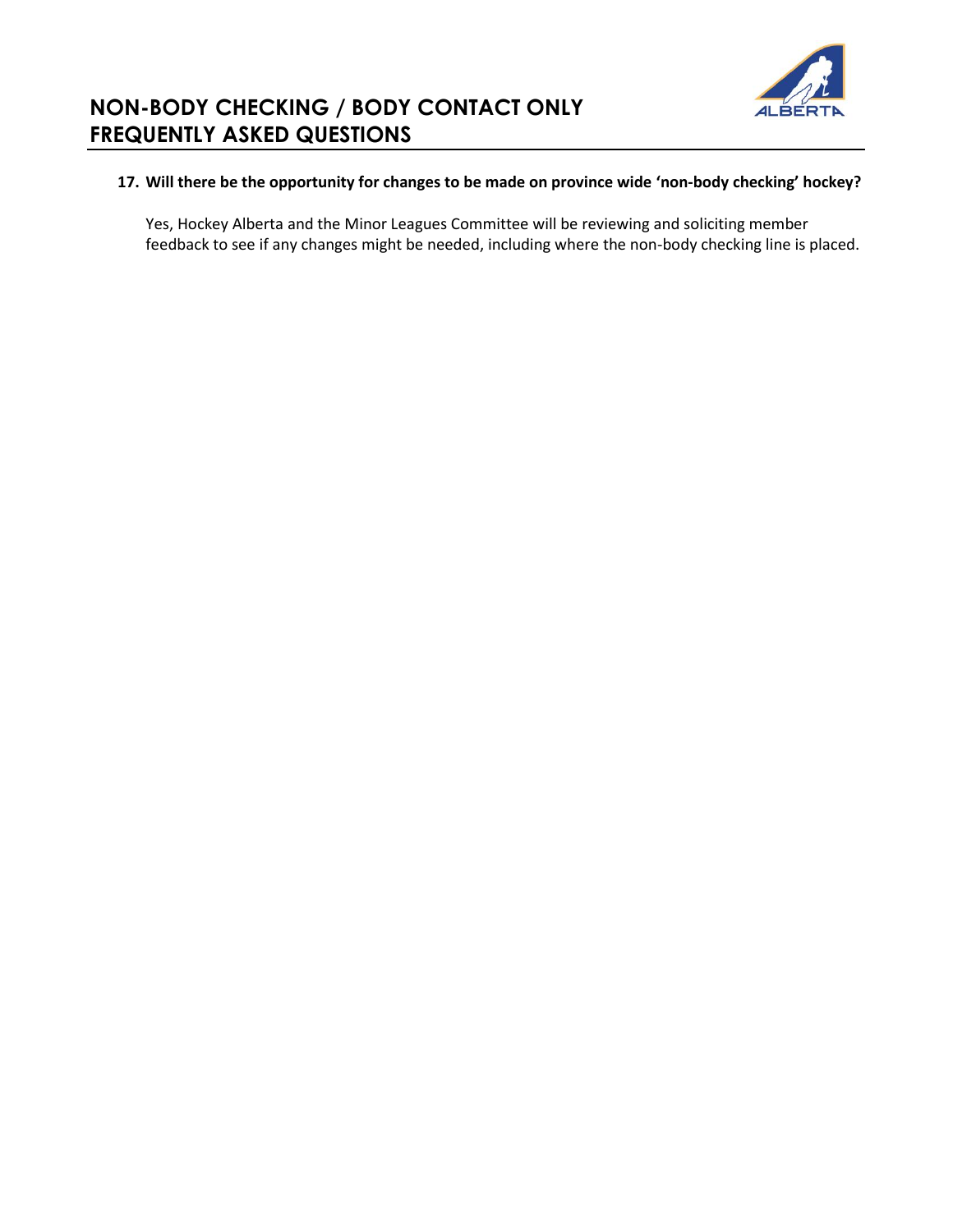**17. Will there be the opportunity for changes to be made on province wide 'non-body checking' hockey?**

Yes, Hockey Alberta and the Minor Leagues Committee will be reviewing and soliciting member feedback to see if any changes might be needed, including where the non-body checking line is placed.